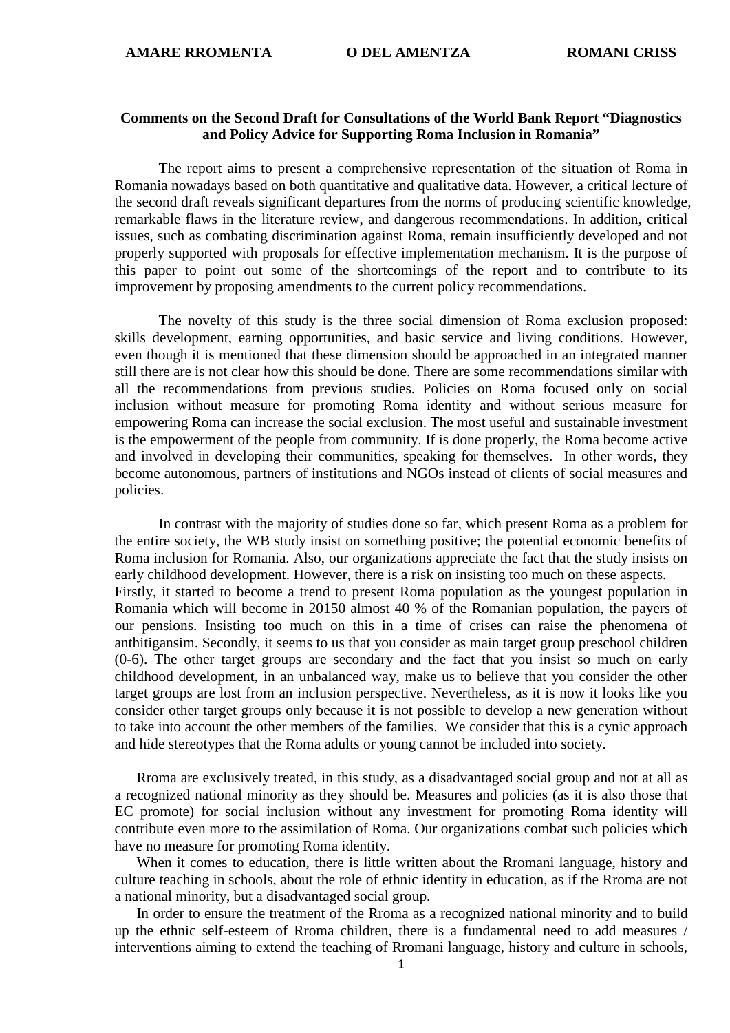**AMARE RROMENTA O DEL AMENTZA ROMANI CRISS**

**Comments on the Second Draft for Consultations of the World Bank Report "Diagnostics and Policy Advice for Supporting Roma Inclusion in Romania"**

The report aims to present a comprehensive representation of the situation of Roma in Romania nowadays based on both quantitative and qualitative data. However, a critical lecture of the second draft reveals significant departures from the norms of producing scientific knowledge, remarkable flaws in the literature review, and dangerous recommendations. In addition, critical issues, such as combating discrimination against Roma, remain insufficiently developed and not properly supported with proposals for effective implementation mechanism. It is the purpose of this paper to point out some of the shortcomings of the report and to contribute to its improvement by proposing amendments to the current policy recommendations.

The novelty of this study is the three social dimension of Roma exclusion proposed: skills development, earning opportunities, and basic service and living conditions. However, even though it is mentioned that these dimension should be approached in an integrated manner still there are is not clear how this should be done. There are some recommendations similar with all the recommendations from previous studies. Policies on Roma focused only on social inclusion without measure for promoting Roma identity and without serious measure for empowering Roma can increase the social exclusion. The most useful and sustainable investment is the empowerment of the people from community. If is done properly, the Roma become active and involved in developing their communities, speaking for themselves. In other words, they become autonomous, partners of institutions and NGOs instead of clients of social measures and policies.

In contrast with the majority of studies done so far, which present Roma as a problem for the entire society, the WB study insist on something positive; the potential economic benefits of Roma inclusion for Romania. Also, our organizations appreciate the fact that the study insists on early childhood development. However, there is a risk on insisting too much on these aspects. Firstly, it started to become a trend to present Roma population as the youngest population in Romania which will become in 20150 almost 40 % of the Romanian population, the payers of our pensions. Insisting too much on this in a time of crises can raise the phenomena of anthitigansim. Secondly, it seems to us that you consider as main target group preschool children (0-6). The other target groups are secondary and the fact that you insist so much on early childhood development, in an unbalanced way, make us to believe that you consider the other target groups are lost from an inclusion perspective. Nevertheless, as it is now it looks like you consider other target groups only because it is not possible to develop a new generation without to take into account the other members of the families. We consider that this is a cynic approach and hide stereotypes that the Roma adults or young cannot be included into society.

Rroma are exclusively treated, in this study, as a disadvantaged social group and not at all as a recognized national minority as they should be. Measures and policies (as it is also those that EC promote) for social inclusion without any investment for promoting Roma identity will contribute even more to the assimilation of Roma. Our organizations combat such policies which have no measure for promoting Roma identity.

When it comes to education, there is little written about the Rromani language, history and culture teaching in schools, about the role of ethnic identity in education, as if the Rroma are not a national minority, but a disadvantaged social group.

In order to ensure the treatment of the Rroma as a recognized national minority and to build up the ethnic self-esteem of Rroma children, there is a fundamental need to add measures / interventions aiming to extend the teaching of Rromani language, history and culture in schools,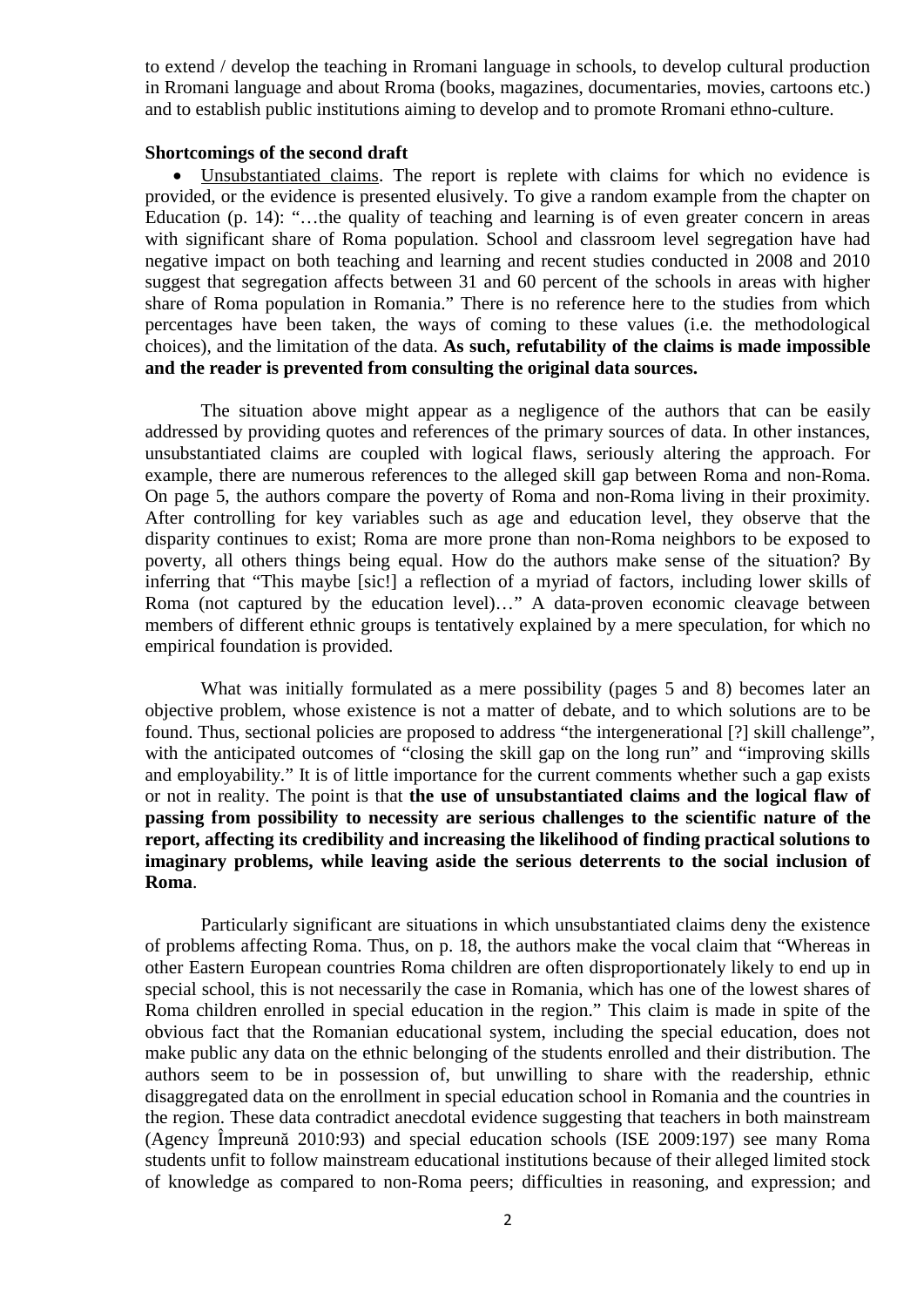to extend / develop the teaching in Rromani language in schools, to develop cultural production in Rromani language and about Rroma (books, magazines, documentaries, movies, cartoons etc.) and to establish public institutions aiming to develop and to promote Rromani ethno-culture.

**Shortcomings of the second draft**

- Unsubstantiated claims. The report is replete with claims for which no evidence is provided, or the evidence is presented elusively. To give a random example from the chapter on Education (p. 14): "…the quality of teaching and learning is of even greater concern in areas with significant share of Roma population. School and classroom level segregation have had negative impact on both teaching and learning and recent studies conducted in 2008 and 2010 suggest that segregation affects between 31 and 60 percent of the schools in areas with higher share of Roma population in Romania." There is no reference here to the studies from which percentages have been taken, the ways of coming to these values (i.e. the methodological choices), and the limitation of the data. **As such, refutability of the claims is made impossible and the reader is prevented from consulting the original data sources.**

The situation above might appear as a negligence of the authors that can be easily addressed by providing quotes and references of the primary sources of data. In other instances, unsubstantiated claims are coupled with logical flaws, seriously altering the approach. For example, there are numerous references to the alleged skill gap between Roma and non-Roma. On page 5, the authors compare the poverty of Roma and non-Roma living in their proximity. After controlling for key variables such as age and education level, they observe that the disparity continues to exist; Roma are more prone than non-Roma neighbors to be exposed to poverty, all others things being equal. How do the authors make sense of the situation? By inferring that "This maybe [sic!] a reflection of a myriad of factors, including lower skills of Roma (not captured by the education level)…" A data-proven economic cleavage between members of different ethnic groups is tentatively explained by a mere speculation, for which no empirical foundation is provided.

What was initially formulated as a mere possibility (pages 5 and 8) becomes later an objective problem, whose existence is not a matter of debate, and to which solutions are to be found. Thus, sectional policies are proposed to address "the intergenerational [?] skill challenge", with the anticipated outcomes of "closing the skill gap on the long run" and "improving skills and employability." It is of little importance for the current comments whether such a gap exists or not in reality. The point is that **the use of unsubstantiated claims and the logical flaw of passing from possibility to necessity are serious challenges to the scientific nature of the report, affecting its credibility and increasing the likelihood of finding practical solutions to imaginary problems, while leaving aside the serious deterrents to the social inclusion of Roma**.

Particularly significant are situations in which unsubstantiated claims deny the existence of problems affecting Roma. Thus, on p. 18, the authors make the vocal claim that "Whereas in other Eastern European countries Roma children are often disproportionately likely to end up in special school, this is not necessarily the case in Romania, which has one of the lowest shares of Roma children enrolled in special education in the region." This claim is made in spite of the obvious fact that the Romanian educational system, including the special education, does not make public any data on the ethnic belonging of the students enrolled and their distribution. The authors seem to be in possession of, but unwilling to share with the readership, ethnic disaggregated data on the enrollment in special education school in Romania and the countries in the region. These data contradict anecdotal evidence suggesting that teachers in both mainstream (Agency Împreună 2010:93) and special education schools (ISE 2009:197) see many Roma students unfit to follow mainstream educational institutions because of their alleged limited stock of knowledge as compared to non-Roma peers; difficulties in reasoning, and expression; and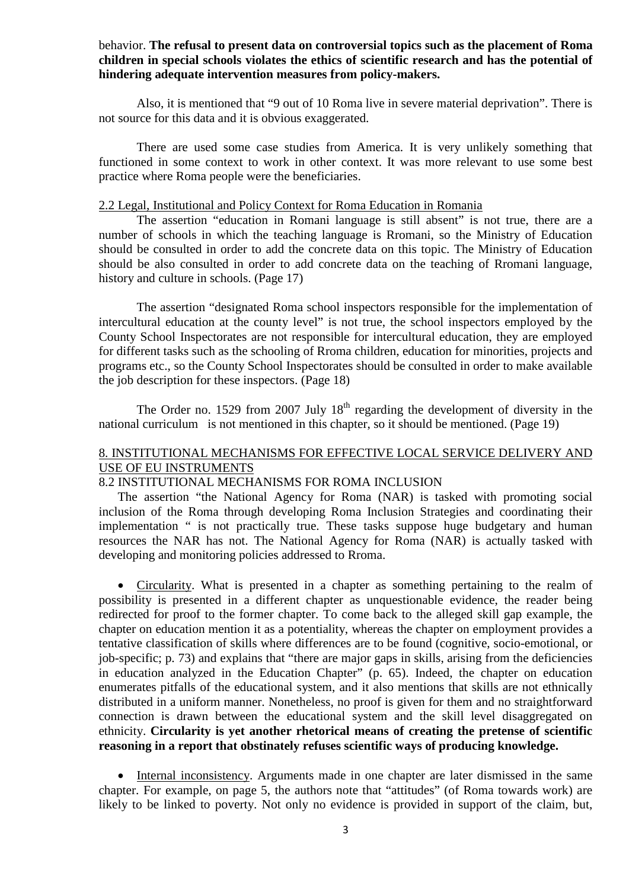behavior. **The refusal to present data on controversial topics such as the placement of Roma children in special schools violates the ethics of scientific research and has the potential of hindering adequate intervention measures from policy-makers.**

Also, it is mentioned that "9 out of 10 Roma live in severe material deprivation". There is not source for this data and it is obvious exaggerated.

There are used some case studies from America. It is very unlikely something that functioned in some context to work in other context. It was more relevant to use some best practice where Roma people were the beneficiaries.

2.2 Legal, Institutional and Policy Context for Roma Education in Romania

The assertion "education in Romani language is still absent" is not true, there are a number of schools in which the teaching language is Rromani, so the Ministry of Education should be consulted in order to add the concrete data on this topic. The Ministry of Education should be also consulted in order to add concrete data on the teaching of Rromani language, history and culture in schools. (Page 17)

The assertion "designated Roma school inspectors responsible for the implementation of intercultural education at the county level" is not true, the school inspectors employed by the County School Inspectorates are not responsible for intercultural education, they are employed for different tasks such as the schooling of Rroma children, education for minorities, projects and programs etc., so the County School Inspectorates should be consulted in order to make available the job description for these inspectors. (Page 18)

The Order no. 1529 from 2007 July 18th regarding the development of diversity in the national curriculum is not mentioned in this chapter, so it should be mentioned. (Page 19)

8. INSTITUTIONAL MECHANISMS FOR EFFECTIVE LOCAL SERVICE DELIVERY AND USE OF EU INSTRUMENTS

8.2 INSTITUTIONAL MECHANISMS FOR ROMA INCLUSION

The assertion "the National Agency for Roma (NAR) is tasked with promoting social inclusion of the Roma through developing Roma Inclusion Strategies and coordinating their implementation " is not practically true. These tasks suppose huge budgetary and human resources the NAR has not. The National Agency for Roma (NAR) is actually tasked with developing and monitoring policies addressed to Rroma.

- Circularity. What is presented in a chapter as something pertaining to the realm of possibility is presented in a different chapter as unquestionable evidence, the reader being redirected for proof to the former chapter. To come back to the alleged skill gap example, the chapter on education mention it as a potentiality, whereas the chapter on employment provides a tentative classification of skills where differences are to be found (cognitive, socio-emotional, or job-specific; p. 73) and explains that "there are major gaps in skills, arising from the deficiencies in education analyzed in the Education Chapter" (p. 65). Indeed, the chapter on education enumerates pitfalls of the educational system, and it also mentions that skills are not ethnically distributed in a uniform manner. Nonetheless, no proof is given for them and no straightforward connection is drawn between the educational system and the skill level disaggregated on ethnicity. **Circularity is yet another rhetorical means of creating the pretense of scientific reasoning in a report that obstinately refuses scientific ways of producing knowledge.**

- Internal inconsistency. Arguments made in one chapter are later dismissed in the same chapter. For example, on page 5, the authors note that "attitudes" (of Roma towards work) are likely to be linked to poverty. Not only no evidence is provided in support of the claim, but,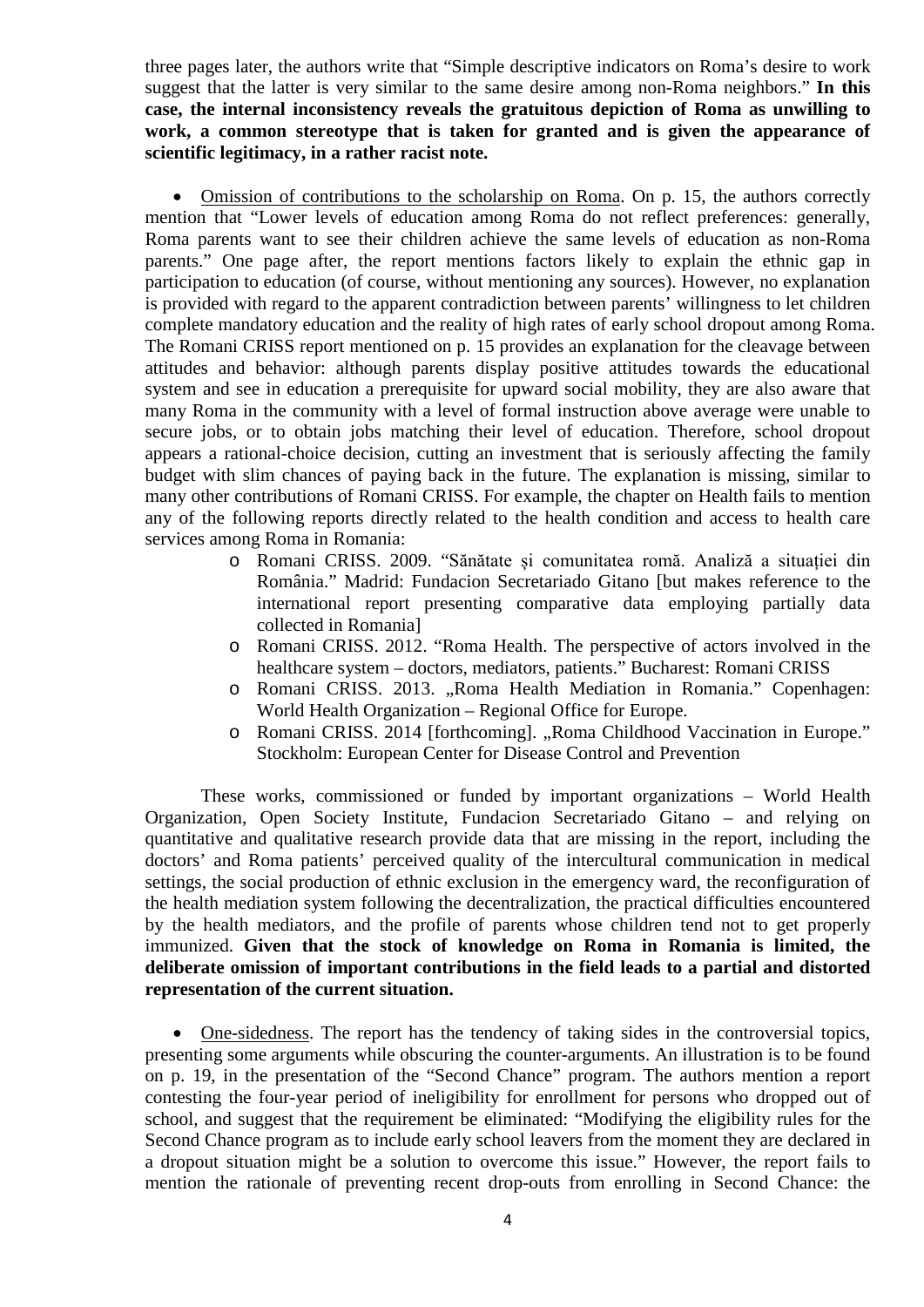three pages later, the authors write that "Simple descriptive indicators on Roma's desire to work suggest that the latter is very similar to the same desire among non-Roma neighbors." **In this case, the internal inconsistency reveals the gratuitous depiction of Roma as unwilling to work, a common stereotype that is taken for granted and is given the appearance of scientific legitimacy, in a rather racist note.**

- Omission of contributions to the scholarship on Roma. On p. 15, the authors correctly mention that "Lower levels of education among Roma do not reflect preferences: generally, Roma parents want to see their children achieve the same levels of education as non-Roma parents." One page after, the report mentions factors likely to explain the ethnic gap in participation to education (of course, without mentioning any sources). However, no explanation is provided with regard to the apparent contradiction between parents' willingness to let children complete mandatory education and the reality of high rates of early school dropout among Roma. The Romani CRISS report mentioned on p. 15 provides an explanation for the cleavage between attitudes and behavior: although parents display positive attitudes towards the educational system and see in education a prerequisite for upward social mobility, they are also aware that many Roma in the community with a level of formal instruction above average were unable to secure jobs, or to obtain jobs matching their level of education. Therefore, school dropout appears a rational-choice decision, cutting an investment that is seriously affecting the family budget with slim chances of paying back in the future. The explanation is missing, similar to many other contributions of Romani CRISS. For example, the chapter on Health fails to mention any of the following reports directly related to the health condition and access to health care services among Roma in Romania:
  - Romani CRISS. 2009. "Sănătate și comunitatea romă. Analiză a situației din România." Madrid: Fundacion Secretariado Gitano [but makes reference to the international report presenting comparative data employing partially data collected in Romania]
  - Romani CRISS. 2012. "Roma Health. The perspective of actors involved in the healthcare system – doctors, mediators, patients." Bucharest: Romani CRISS
  - Romani CRISS. 2013. „Roma Health Mediation in Romania." Copenhagen: World Health Organization – Regional Office for Europe.
  - Romani CRISS. 2014 [forthcoming]. „Roma Childhood Vaccination in Europe." Stockholm: European Center for Disease Control and Prevention

These works, commissioned or funded by important organizations – World Health Organization, Open Society Institute, Fundacion Secretariado Gitano – and relying on quantitative and qualitative research provide data that are missing in the report, including the doctors' and Roma patients' perceived quality of the intercultural communication in medical settings, the social production of ethnic exclusion in the emergency ward, the reconfiguration of the health mediation system following the decentralization, the practical difficulties encountered by the health mediators, and the profile of parents whose children tend not to get properly immunized. **Given that the stock of knowledge on Roma in Romania is limited, the deliberate omission of important contributions in the field leads to a partial and distorted representation of the current situation.**

- One-sidedness. The report has the tendency of taking sides in the controversial topics, presenting some arguments while obscuring the counter-arguments. An illustration is to be found on p. 19, in the presentation of the "Second Chance" program. The authors mention a report contesting the four-year period of ineligibility for enrollment for persons who dropped out of school, and suggest that the requirement be eliminated: "Modifying the eligibility rules for the Second Chance program as to include early school leavers from the moment they are declared in a dropout situation might be a solution to overcome this issue." However, the report fails to mention the rationale of preventing recent drop-outs from enrolling in Second Chance: the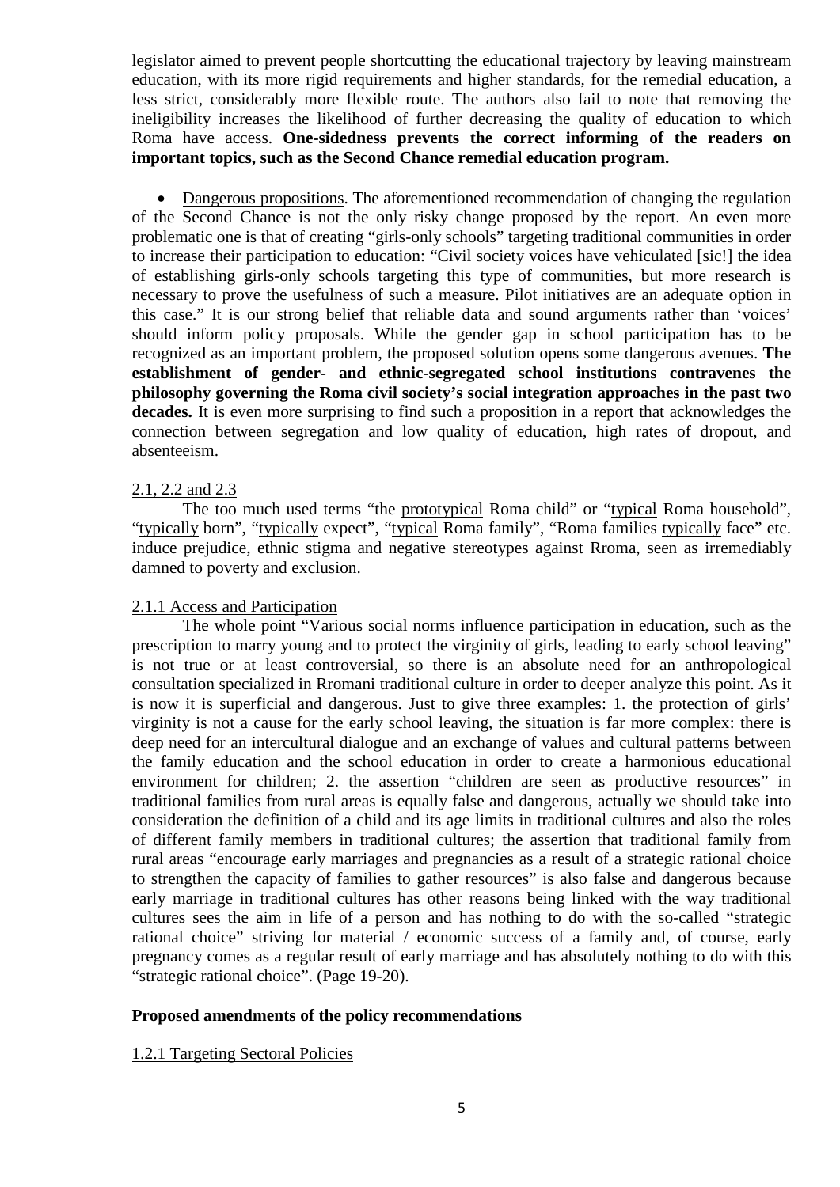legislator aimed to prevent people shortcutting the educational trajectory by leaving mainstream education, with its more rigid requirements and higher standards, for the remedial education, a less strict, considerably more flexible route. The authors also fail to note that removing the ineligibility increases the likelihood of further decreasing the quality of education to which Roma have access. **One-sidedness prevents the correct informing of the readers on important topics, such as the Second Chance remedial education program.**

- Dangerous propositions. The aforementioned recommendation of changing the regulation of the Second Chance is not the only risky change proposed by the report. An even more problematic one is that of creating "girls-only schools" targeting traditional communities in order to increase their participation to education: "Civil society voices have vehiculated [sic!] the idea of establishing girls-only schools targeting this type of communities, but more research is necessary to prove the usefulness of such a measure. Pilot initiatives are an adequate option in this case." It is our strong belief that reliable data and sound arguments rather than 'voices' should inform policy proposals. While the gender gap in school participation has to be recognized as an important problem, the proposed solution opens some dangerous avenues. **The establishment of gender- and ethnic-segregated school institutions contravenes the philosophy governing the Roma civil society's social integration approaches in the past two decades.** It is even more surprising to find such a proposition in a report that acknowledges the connection between segregation and low quality of education, high rates of dropout, and absenteeism.

2.1, 2.2 and 2.3

The too much used terms "the prototypical Roma child" or "typical Roma household", "typically born", "typically expect", "typical Roma family", "Roma families typically face" etc. induce prejudice, ethnic stigma and negative stereotypes against Rroma, seen as irremediably damned to poverty and exclusion.

2.1.1 Access and Participation

The whole point "Various social norms influence participation in education, such as the prescription to marry young and to protect the virginity of girls, leading to early school leaving" is not true or at least controversial, so there is an absolute need for an anthropological consultation specialized in Rromani traditional culture in order to deeper analyze this point. As it is now it is superficial and dangerous. Just to give three examples: 1. the protection of girls' virginity is not a cause for the early school leaving, the situation is far more complex: there is deep need for an intercultural dialogue and an exchange of values and cultural patterns between the family education and the school education in order to create a harmonious educational environment for children; 2. the assertion "children are seen as productive resources" in traditional families from rural areas is equally false and dangerous, actually we should take into consideration the definition of a child and its age limits in traditional cultures and also the roles of different family members in traditional cultures; the assertion that traditional family from rural areas "encourage early marriages and pregnancies as a result of a strategic rational choice to strengthen the capacity of families to gather resources" is also false and dangerous because early marriage in traditional cultures has other reasons being linked with the way traditional cultures sees the aim in life of a person and has nothing to do with the so-called "strategic rational choice" striving for material / economic success of a family and, of course, early pregnancy comes as a regular result of early marriage and has absolutely nothing to do with this "strategic rational choice". (Page 19-20).

**Proposed amendments of the policy recommendations**

1.2.1 Targeting Sectoral Policies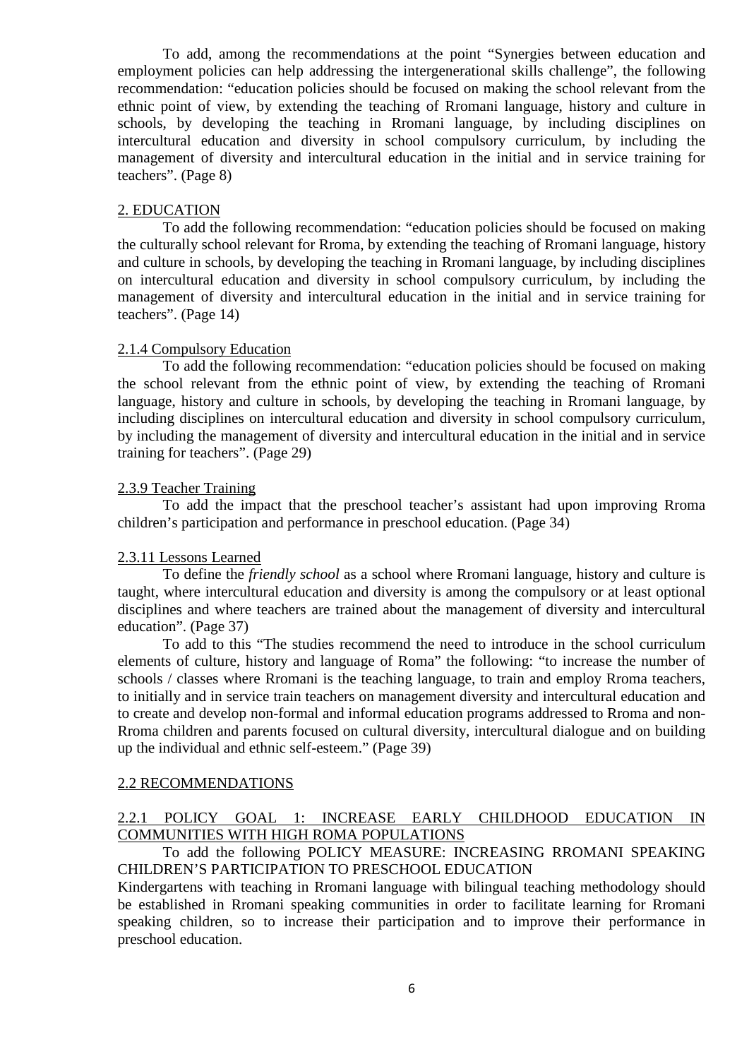To add, among the recommendations at the point "Synergies between education and employment policies can help addressing the intergenerational skills challenge", the following recommendation: "education policies should be focused on making the school relevant from the ethnic point of view, by extending the teaching of Rromani language, history and culture in schools, by developing the teaching in Rromani language, by including disciplines on intercultural education and diversity in school compulsory curriculum, by including the management of diversity and intercultural education in the initial and in service training for teachers". (Page 8)

<u>2. EDUCATION</u>

To add the following recommendation: "education policies should be focused on making the culturally school relevant for Rroma, by extending the teaching of Rromani language, history and culture in schools, by developing the teaching in Rromani language, by including disciplines on intercultural education and diversity in school compulsory curriculum, by including the management of diversity and intercultural education in the initial and in service training for teachers". (Page 14)

<u>2.1.4 Compulsory Education</u>

To add the following recommendation: "education policies should be focused on making the school relevant from the ethnic point of view, by extending the teaching of Rromani language, history and culture in schools, by developing the teaching in Rromani language, by including disciplines on intercultural education and diversity in school compulsory curriculum, by including the management of diversity and intercultural education in the initial and in service training for teachers". (Page 29)

<u>2.3.9 Teacher Training</u>

To add the impact that the preschool teacher's assistant had upon improving Rroma children's participation and performance in preschool education. (Page 34)

<u>2.3.11 Lessons Learned</u>

To define the *friendly school* as a school where Rromani language, history and culture is taught, where intercultural education and diversity is among the compulsory or at least optional disciplines and where teachers are trained about the management of diversity and intercultural education". (Page 37)

To add to this "The studies recommend the need to introduce in the school curriculum elements of culture, history and language of Roma" the following: "to increase the number of schools / classes where Rromani is the teaching language, to train and employ Rroma teachers, to initially and in service train teachers on management diversity and intercultural education and to create and develop non-formal and informal education programs addressed to Rroma and non-Rroma children and parents focused on cultural diversity, intercultural dialogue and on building up the individual and ethnic self-esteem." (Page 39)

<u>2.2 RECOMMENDATIONS</u>

<u>2.2.1 POLICY GOAL 1: INCREASE EARLY CHILDHOOD EDUCATION IN COMMUNITIES WITH HIGH ROMA POPULATIONS</u>

To add the following POLICY MEASURE: INCREASING RROMANI SPEAKING CHILDREN'S PARTICIPATION TO PRESCHOOL EDUCATION

Kindergartens with teaching in Rromani language with bilingual teaching methodology should be established in Rromani speaking communities in order to facilitate learning for Rromani speaking children, so to increase their participation and to improve their performance in preschool education.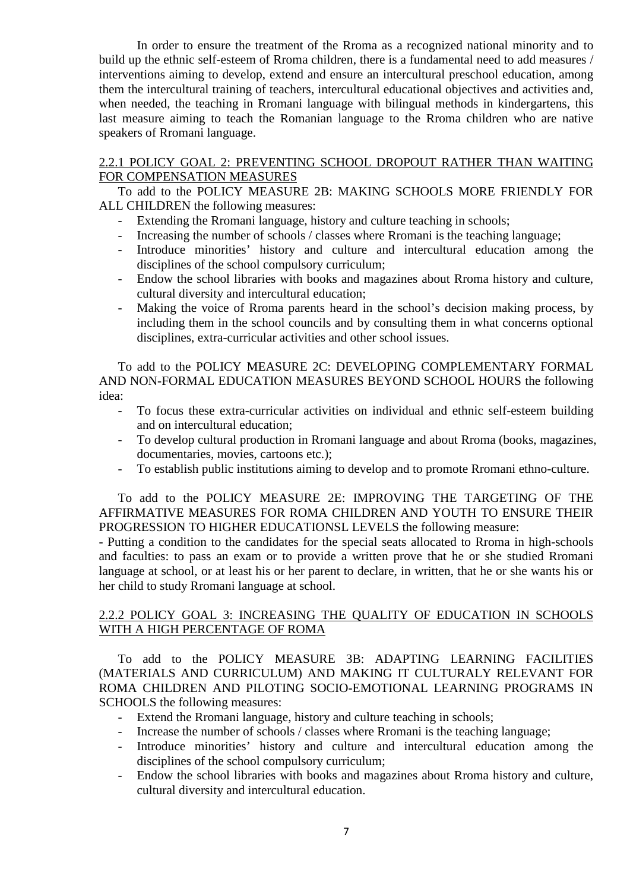In order to ensure the treatment of the Rroma as a recognized national minority and to build up the ethnic self-esteem of Rroma children, there is a fundamental need to add measures / interventions aiming to develop, extend and ensure an intercultural preschool education, among them the intercultural training of teachers, intercultural educational objectives and activities and, when needed, the teaching in Rromani language with bilingual methods in kindergartens, this last measure aiming to teach the Romanian language to the Rroma children who are native speakers of Rromani language.

### 2.2.1 POLICY GOAL 2: PREVENTING SCHOOL DROPOUT RATHER THAN WAITING FOR COMPENSATION MEASURES

To add to the POLICY MEASURE 2B: MAKING SCHOOLS MORE FRIENDLY FOR ALL CHILDREN the following measures:

- Extending the Rromani language, history and culture teaching in schools;
- Increasing the number of schools / classes where Rromani is the teaching language;
- Introduce minorities' history and culture and intercultural education among the disciplines of the school compulsory curriculum;
- Endow the school libraries with books and magazines about Rroma history and culture, cultural diversity and intercultural education;
- Making the voice of Rroma parents heard in the school's decision making process, by including them in the school councils and by consulting them in what concerns optional disciplines, extra-curricular activities and other school issues.

To add to the POLICY MEASURE 2C: DEVELOPING COMPLEMENTARY FORMAL AND NON-FORMAL EDUCATION MEASURES BEYOND SCHOOL HOURS the following idea:

- To focus these extra-curricular activities on individual and ethnic self-esteem building and on intercultural education;
- To develop cultural production in Rromani language and about Rroma (books, magazines, documentaries, movies, cartoons etc.);
- To establish public institutions aiming to develop and to promote Rromani ethno-culture.

To add to the POLICY MEASURE 2E: IMPROVING THE TARGETING OF THE AFFIRMATIVE MEASURES FOR ROMA CHILDREN AND YOUTH TO ENSURE THEIR PROGRESSION TO HIGHER EDUCATIONSL LEVELS the following measure:

- Putting a condition to the candidates for the special seats allocated to Rroma in high-schools and faculties: to pass an exam or to provide a written prove that he or she studied Rromani language at school, or at least his or her parent to declare, in written, that he or she wants his or her child to study Rromani language at school.

### 2.2.2 POLICY GOAL 3: INCREASING THE QUALITY OF EDUCATION IN SCHOOLS WITH A HIGH PERCENTAGE OF ROMA

To add to the POLICY MEASURE 3B: ADAPTING LEARNING FACILITIES (MATERIALS AND CURRICULUM) AND MAKING IT CULTURALY RELEVANT FOR ROMA CHILDREN AND PILOTING SOCIO-EMOTIONAL LEARNING PROGRAMS IN SCHOOLS the following measures:

- Extend the Rromani language, history and culture teaching in schools;
- Increase the number of schools / classes where Rromani is the teaching language;
- Introduce minorities' history and culture and intercultural education among the disciplines of the school compulsory curriculum;
- Endow the school libraries with books and magazines about Rroma history and culture, cultural diversity and intercultural education.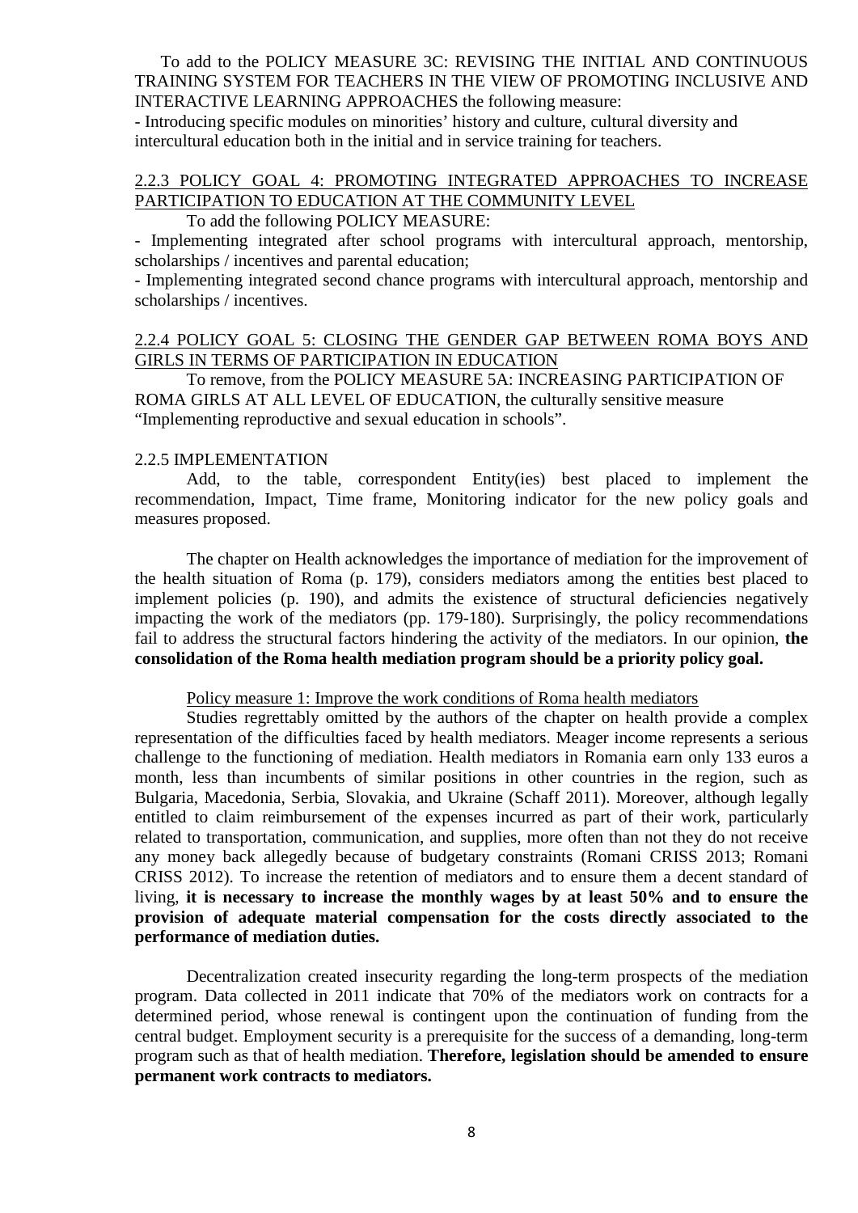To add to the POLICY MEASURE 3C: REVISING THE INITIAL AND CONTINUOUS TRAINING SYSTEM FOR TEACHERS IN THE VIEW OF PROMOTING INCLUSIVE AND INTERACTIVE LEARNING APPROACHES the following measure:

- Introducing specific modules on minorities' history and culture, cultural diversity and intercultural education both in the initial and in service training for teachers.

### 2.2.3 POLICY GOAL 4: PROMOTING INTEGRATED APPROACHES TO INCREASE PARTICIPATION TO EDUCATION AT THE COMMUNITY LEVEL

To add the following POLICY MEASURE:

- Implementing integrated after school programs with intercultural approach, mentorship, scholarships / incentives and parental education;
- Implementing integrated second chance programs with intercultural approach, mentorship and scholarships / incentives.

### 2.2.4 POLICY GOAL 5: CLOSING THE GENDER GAP BETWEEN ROMA BOYS AND GIRLS IN TERMS OF PARTICIPATION IN EDUCATION

To remove, from the POLICY MEASURE 5A: INCREASING PARTICIPATION OF ROMA GIRLS AT ALL LEVEL OF EDUCATION, the culturally sensitive measure "Implementing reproductive and sexual education in schools".

### 2.2.5 IMPLEMENTATION

Add, to the table, correspondent Entity(ies) best placed to implement the recommendation, Impact, Time frame, Monitoring indicator for the new policy goals and measures proposed.

The chapter on Health acknowledges the importance of mediation for the improvement of the health situation of Roma (p. 179), considers mediators among the entities best placed to implement policies (p. 190), and admits the existence of structural deficiencies negatively impacting the work of the mediators (pp. 179-180). Surprisingly, the policy recommendations fail to address the structural factors hindering the activity of the mediators. In our opinion, **the consolidation of the Roma health mediation program should be a priority policy goal.**

Policy measure 1: Improve the work conditions of Roma health mediators

Studies regrettably omitted by the authors of the chapter on health provide a complex representation of the difficulties faced by health mediators. Meager income represents a serious challenge to the functioning of mediation. Health mediators in Romania earn only 133 euros a month, less than incumbents of similar positions in other countries in the region, such as Bulgaria, Macedonia, Serbia, Slovakia, and Ukraine (Schaff 2011). Moreover, although legally entitled to claim reimbursement of the expenses incurred as part of their work, particularly related to transportation, communication, and supplies, more often than not they do not receive any money back allegedly because of budgetary constraints (Romani CRISS 2013; Romani CRISS 2012). To increase the retention of mediators and to ensure them a decent standard of living, **it is necessary to increase the monthly wages by at least 50% and to ensure the provision of adequate material compensation for the costs directly associated to the performance of mediation duties.**

Decentralization created insecurity regarding the long-term prospects of the mediation program. Data collected in 2011 indicate that 70% of the mediators work on contracts for a determined period, whose renewal is contingent upon the continuation of funding from the central budget. Employment security is a prerequisite for the success of a demanding, long-term program such as that of health mediation. **Therefore, legislation should be amended to ensure permanent work contracts to mediators.**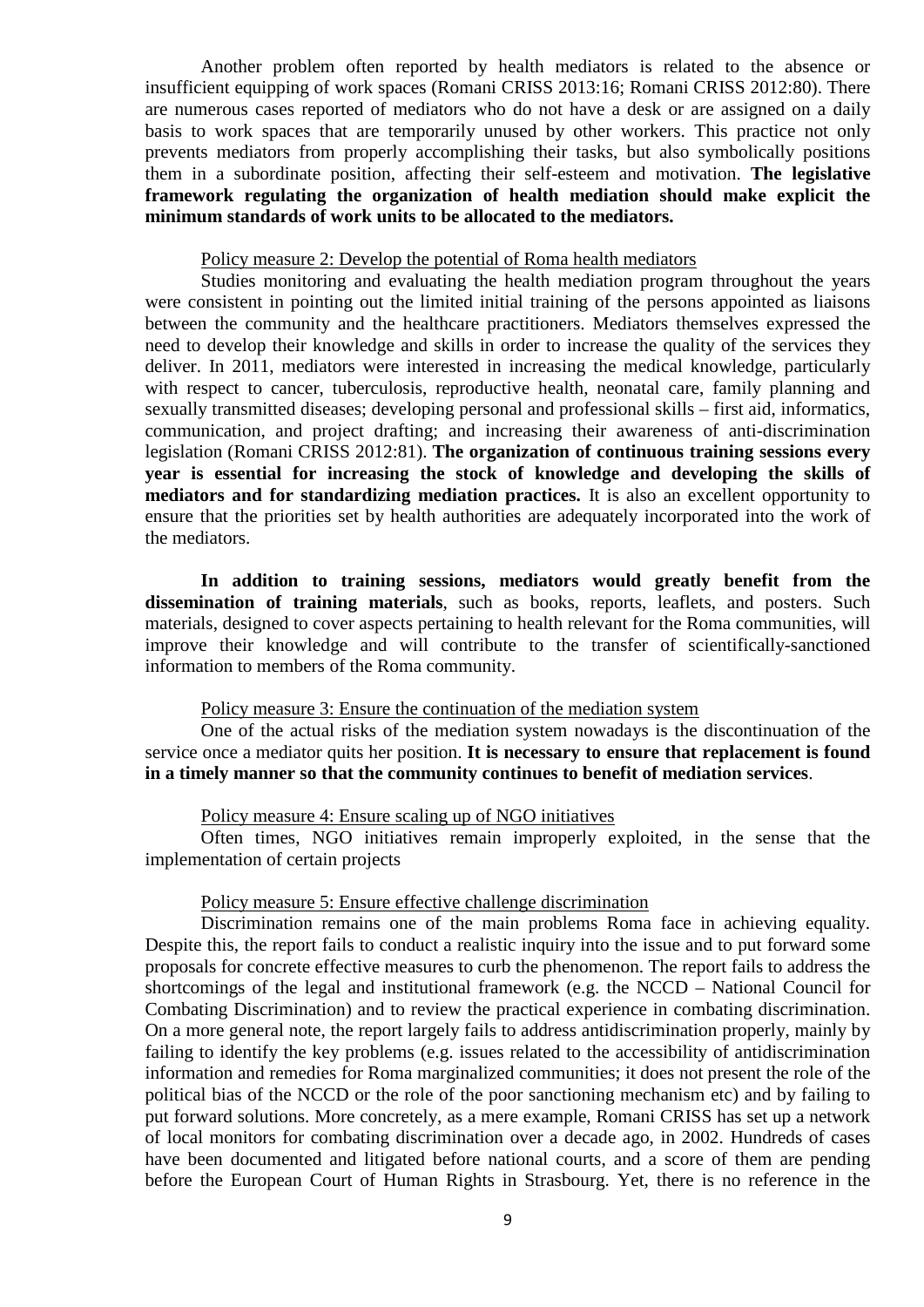Another problem often reported by health mediators is related to the absence or insufficient equipping of work spaces (Romani CRISS 2013:16; Romani CRISS 2012:80). There are numerous cases reported of mediators who do not have a desk or are assigned on a daily basis to work spaces that are temporarily unused by other workers. This practice not only prevents mediators from properly accomplishing their tasks, but also symbolically positions them in a subordinate position, affecting their self-esteem and motivation. **The legislative framework regulating the organization of health mediation should make explicit the minimum standards of work units to be allocated to the mediators.**

Policy measure 2: Develop the potential of Roma health mediators

Studies monitoring and evaluating the health mediation program throughout the years were consistent in pointing out the limited initial training of the persons appointed as liaisons between the community and the healthcare practitioners. Mediators themselves expressed the need to develop their knowledge and skills in order to increase the quality of the services they deliver. In 2011, mediators were interested in increasing the medical knowledge, particularly with respect to cancer, tuberculosis, reproductive health, neonatal care, family planning and sexually transmitted diseases; developing personal and professional skills – first aid, informatics, communication, and project drafting; and increasing their awareness of anti-discrimination legislation (Romani CRISS 2012:81). **The organization of continuous training sessions every year is essential for increasing the stock of knowledge and developing the skills of mediators and for standardizing mediation practices.** It is also an excellent opportunity to ensure that the priorities set by health authorities are adequately incorporated into the work of the mediators.

**In addition to training sessions, mediators would greatly benefit from the dissemination of training materials**, such as books, reports, leaflets, and posters. Such materials, designed to cover aspects pertaining to health relevant for the Roma communities, will improve their knowledge and will contribute to the transfer of scientifically-sanctioned information to members of the Roma community.

Policy measure 3: Ensure the continuation of the mediation system

One of the actual risks of the mediation system nowadays is the discontinuation of the service once a mediator quits her position. **It is necessary to ensure that replacement is found in a timely manner so that the community continues to benefit of mediation services**.

Policy measure 4: Ensure scaling up of NGO initiatives

Often times, NGO initiatives remain improperly exploited, in the sense that the implementation of certain projects

Policy measure 5: Ensure effective challenge discrimination

Discrimination remains one of the main problems Roma face in achieving equality. Despite this, the report fails to conduct a realistic inquiry into the issue and to put forward some proposals for concrete effective measures to curb the phenomenon. The report fails to address the shortcomings of the legal and institutional framework (e.g. the NCCD – National Council for Combating Discrimination) and to review the practical experience in combating discrimination. On a more general note, the report largely fails to address antidiscrimination properly, mainly by failing to identify the key problems (e.g. issues related to the accessibility of antidiscrimination information and remedies for Roma marginalized communities; it does not present the role of the political bias of the NCCD or the role of the poor sanctioning mechanism etc) and by failing to put forward solutions. More concretely, as a mere example, Romani CRISS has set up a network of local monitors for combating discrimination over a decade ago, in 2002. Hundreds of cases have been documented and litigated before national courts, and a score of them are pending before the European Court of Human Rights in Strasbourg. Yet, there is no reference in the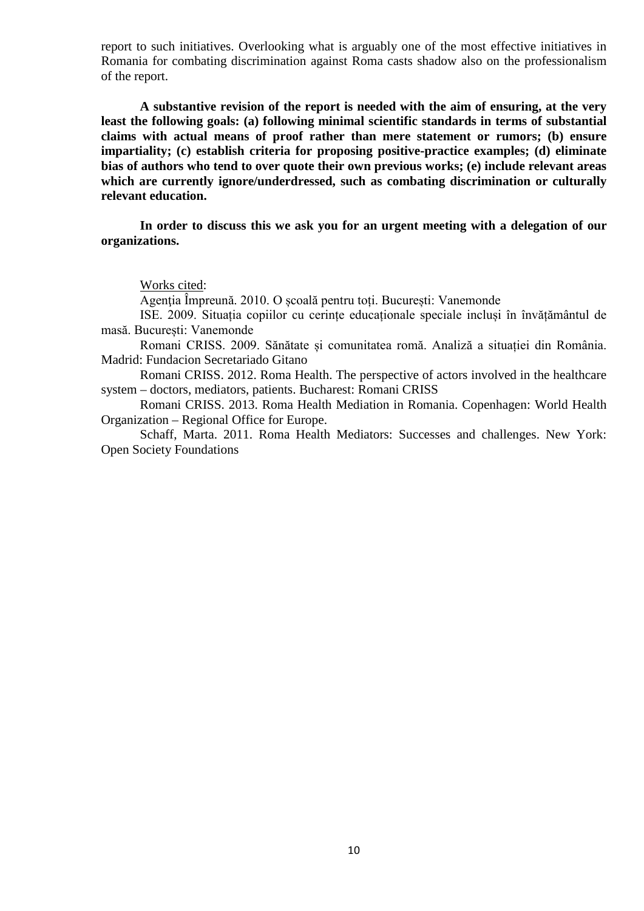report to such initiatives. Overlooking what is arguably one of the most effective initiatives in Romania for combating discrimination against Roma casts shadow also on the professionalism of the report.

**A substantive revision of the report is needed with the aim of ensuring, at the very least the following goals: (a) following minimal scientific standards in terms of substantial claims with actual means of proof rather than mere statement or rumors; (b) ensure impartiality; (c) establish criteria for proposing positive-practice examples; (d) eliminate bias of authors who tend to over quote their own previous works; (e) include relevant areas which are currently ignore/underdressed, such as combating discrimination or culturally relevant education.**

**In order to discuss this we ask you for an urgent meeting with a delegation of our organizations.**

Works cited:

Agenţia Împreună. 2010. O școală pentru toți. București: Vanemonde

ISE. 2009. Situația copiilor cu cerințe educaționale speciale incluși în învățământul de masă. București: Vanemonde

Romani CRISS. 2009. Sănătate și comunitatea romă. Analiză a situației din România. Madrid: Fundacion Secretariado Gitano

Romani CRISS. 2012. Roma Health. The perspective of actors involved in the healthcare system – doctors, mediators, patients. Bucharest: Romani CRISS

Romani CRISS. 2013. Roma Health Mediation in Romania. Copenhagen: World Health Organization – Regional Office for Europe.

Schaff, Marta. 2011. Roma Health Mediators: Successes and challenges. New York: Open Society Foundations